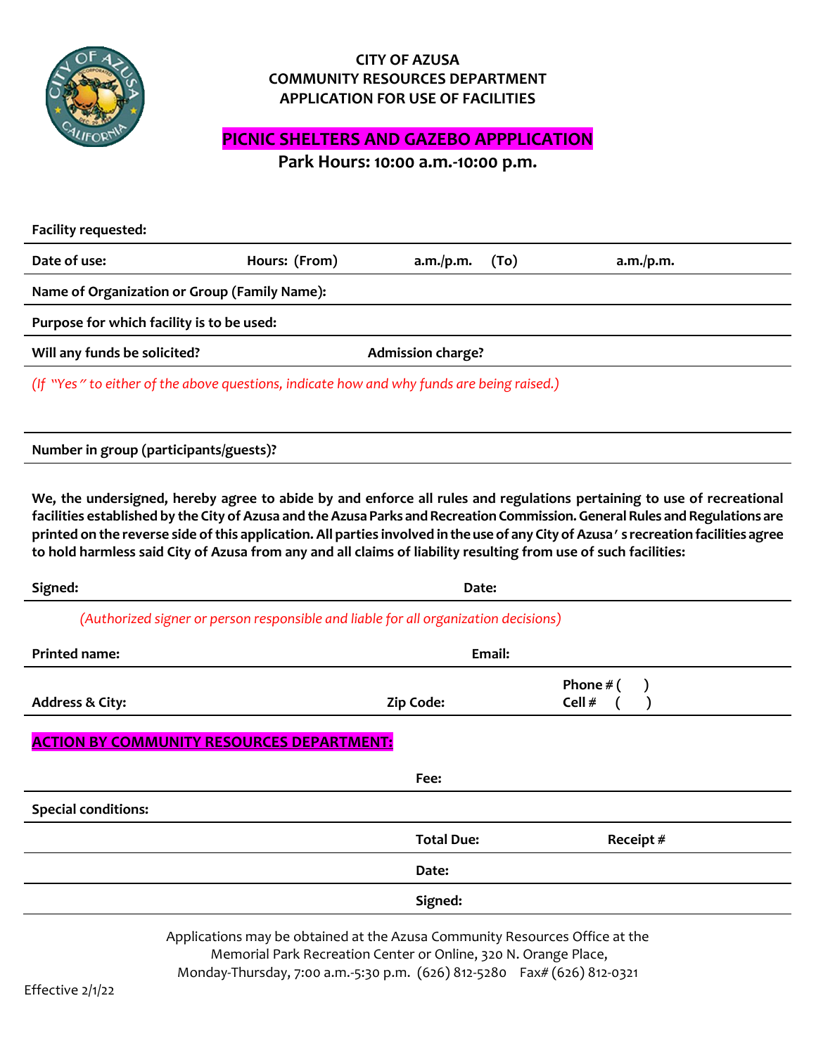# CITY OF AZUSA
## COMMUNITY RESOURCES DEPARTMENT
## APPLICATION FOR USE OF FACILITIES

## PICNIC SHELTERS AND GAZEBO APPPLICATION

**Park Hours: 10:00 a.m.-10:00 p.m.**

**Facility requested:**

**Date of use:** **Hours: (From)** **a.m./p.m.** **(To)** **a.m./p.m.**

**Name of Organization or Group (Family Name):**

**Purpose for which facility is to be used:**

**Will any funds be solicited?** **Admission charge?**

*(If "Yes" to either of the above questions, indicate how and why funds are being raised.)*

**Number in group (participants/guests)?**

**We, the undersigned, hereby agree to abide by and enforce all rules and regulations pertaining to use of recreational facilities established by the City of Azusa and the Azusa Parks and Recreation Commission. General Rules and Regulations are printed on the reverse side of this application. All parties involved in the use of any City of Azusa's recreation facilities agree to hold harmless said City of Azusa from any and all claims of liability resulting from use of such facilities:**

**Signed:** **Date:**

*(Authorized signer or person responsible and liable for all organization decisions)*

**Printed name:** **Email:**

**Address & City:** **Zip Code:** **Phone # ( )** **Cell # ( )**

## ACTION BY COMMUNITY RESOURCES DEPARTMENT:

**Fee:**

**Special conditions:**

**Total Due:** **Receipt #**

**Date:**

**Signed:**

Applications may be obtained at the Azusa Community Resources Office at the Memorial Park Recreation Center or Online, 320 N. Orange Place, Monday-Thursday, 7:00 a.m.-5:30 p.m. (626) 812-5280 Fax# (626) 812-0321

Effective 2/1/22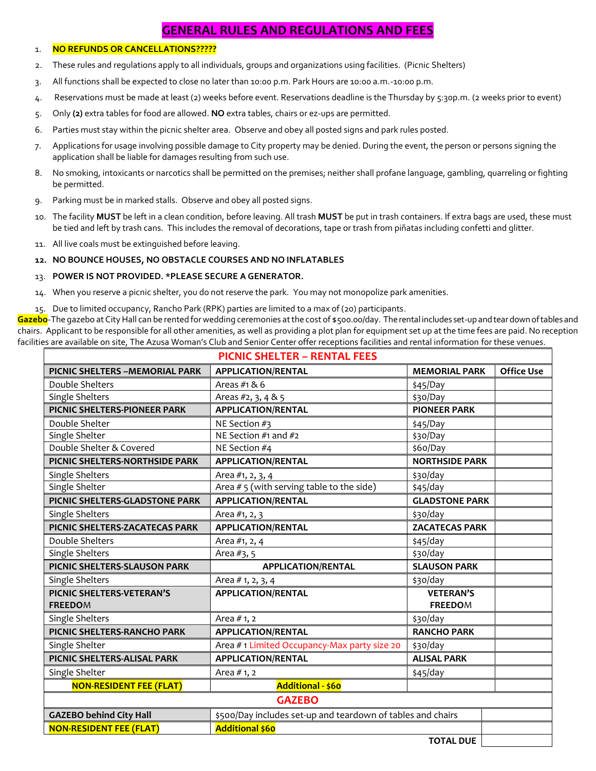# GENERAL RULES AND REGULATIONS AND FEES

1. **NO REFUNDS OR CANCELLATIONS?????**
2. These rules and regulations apply to all individuals, groups and organizations using facilities. (Picnic Shelters)
3. All functions shall be expected to close no later than 10:00 p.m. Park Hours are 10:00 a.m.-10:00 p.m.
4. Reservations must be made at least (2) weeks before event. Reservations deadline is the Thursday by 5:30p.m. (2 weeks prior to event)
5. Only **(2)** extra tables for food are allowed. **NO** extra tables, chairs or ez-ups are permitted.
6. Parties must stay within the picnic shelter area. Observe and obey all posted signs and park rules posted.
7. Applications for usage involving possible damage to City property may be denied. During the event, the person or persons signing the application shall be liable for damages resulting from such use.
8. No smoking, intoxicants or narcotics shall be permitted on the premises; neither shall profane language, gambling, quarreling or fighting be permitted.
9. Parking must be in marked stalls. Observe and obey all posted signs.
10. The facility **MUST** be left in a clean condition, before leaving. All trash **MUST** be put in trash containers. If extra bags are used, these must be tied and left by trash cans. This includes the removal of decorations, tape or trash from piñatas including confetti and glitter.
11. All live coals must be extinguished before leaving.
12. **NO BOUNCE HOUSES, NO OBSTACLE COURSES AND NO INFLATABLES**
13. **POWER IS NOT PROVIDED. *PLEASE SECURE A GENERATOR.**
14. When you reserve a picnic shelter, you do not reserve the park. You may not monopolize park amenities.
15. Due to limited occupancy, Rancho Park (RPK) parties are limited to a max of (20) participants.

**Gazebo**-The gazebo at City Hall can be rented for wedding ceremonies at the cost of $500.00/day. The rental includes set-up and tear down of tables and chairs. Applicant to be responsible for all other amenities, as well as providing a plot plan for equipment set up at the time fees are paid. No reception facilities are available on site, The Azusa Woman's Club and Senior Center offer receptions facilities and rental information for these venues.

| PICNIC SHELTER – RENTAL FEES | | | |
|---|---|---|---|
| **PICNIC SHELTERS –MEMORIAL PARK** | **APPLICATION/RENTAL** | **MEMORIAL PARK** | **Office Use** |
| Double Shelters | Areas #1 & 6 | $45/Day | |
| Single Shelters | Areas #2, 3, 4 & 5 | $30/Day | |
| **PICNIC SHELTERS-PIONEER PARK** | **APPLICATION/RENTAL** | **PIONEER PARK** | |
| Double Shelter | NE Section #3 | $45/Day | |
| Single Shelter | NE Section #1 and #2 | $30/Day | |
| Double Shelter & Covered | NE Section #4 | $60/Day | |
| **PICNIC SHELTERS-NORTHSIDE PARK** | **APPLICATION/RENTAL** | **NORTHSIDE PARK** | |
| Single Shelters | Area #1, 2, 3, 4 | $30/day | |
| Single Shelter | Area # 5 (with serving table to the side) | $45/day | |
| **PICNIC SHELTERS-GLADSTONE PARK** | **APPLICATION/RENTAL** | **GLADSTONE PARK** | |
| Single Shelters | Area #1, 2, 3 | $30/day | |
| **PICNIC SHELTERS-ZACATECAS PARK** | **APPLICATION/RENTAL** | **ZACATECAS PARK** | |
| Double Shelters | Area #1, 2, 4 | $45/day | |
| Single Shelters | Area #3, 5 | $30/day | |
| **PICNIC SHELTERS-SLAUSON PARK** | **APPLICATION/RENTAL** | **SLAUSON PARK** | |
| Single Shelters | Area # 1, 2, 3, 4 | $30/day | |
| **PICNIC SHELTERS-VETERAN'S FREEDOM** | **APPLICATION/RENTAL** | **VETERAN'S FREEDOM** | |
| Single Shelters | Area # 1, 2 | $30/day | |
| **PICNIC SHELTERS-RANCHO PARK** | **APPLICATION/RENTAL** | **RANCHO PARK** | |
| Single Shelter | Area # 1 Limited Occupancy-Max party size 20 | $30/day | |
| **PICNIC SHELTERS-ALISAL PARK** | **APPLICATION/RENTAL** | **ALISAL PARK** | |
| Single Shelter | Area # 1, 2 | $45/day | |
| **NON-RESIDENT FEE (FLAT)** | **Additional - $60** | | |
| **GAZEBO** | | | |
| **GAZEBO behind City Hall** | $500/Day includes set-up and teardown of tables and chairs | | |
| **NON-RESIDENT FEE (FLAT)** | **Additional $60** | | |
| | | **TOTAL DUE** | |